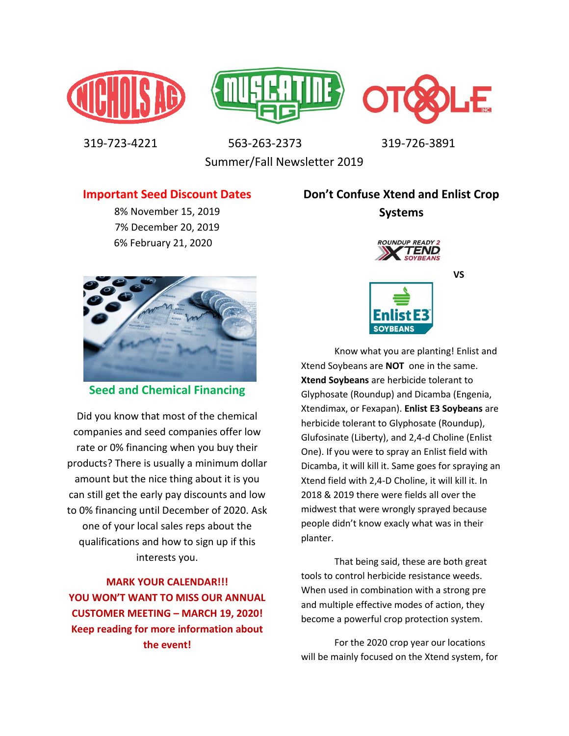NICHOLS AG — 319-723-4221

MUSCATINE AG — 563-263-2373

OTOOLE INC. — 319-726-3891

Summer/Fall Newsletter 2019

## Important Seed Discount Dates

8% November 15, 2019
7% December 20, 2019
6% February 21, 2020

## Seed and Chemical Financing

Did you know that most of the chemical companies and seed companies offer low rate or 0% financing when you buy their products? There is usually a minimum dollar amount but the nice thing about it is you can still get the early pay discounts and low to 0% financing until December of 2020. Ask one of your local sales reps about the qualifications and how to sign up if this interests you.

**MARK YOUR CALENDAR!!!
YOU WON'T WANT TO MISS OUR ANNUAL CUSTOMER MEETING – MARCH 19, 2020!
Keep reading for more information about the event!**

## Don't Confuse Xtend and Enlist Crop Systems

ROUNDUP READY 2 XTEND SOYBEANS

VS

Enlist E3 SOYBEANS

Know what you are planting! Enlist and Xtend Soybeans are **NOT** one in the same. **Xtend Soybeans** are herbicide tolerant to Glyphosate (Roundup) and Dicamba (Engenia, Xtendimax, or Fexapan). **Enlist E3 Soybeans** are herbicide tolerant to Glyphosate (Roundup), Glufosinate (Liberty), and 2,4-d Choline (Enlist One). If you were to spray an Enlist field with Dicamba, it will kill it. Same goes for spraying an Xtend field with 2,4-D Choline, it will kill it. In 2018 & 2019 there were fields all over the midwest that were wrongly sprayed because people didn't know exacly what was in their planter.

That being said, these are both great tools to control herbicide resistance weeds. When used in combination with a strong pre and multiple effective modes of action, they become a powerful crop protection system.

For the 2020 crop year our locations will be mainly focused on the Xtend system, for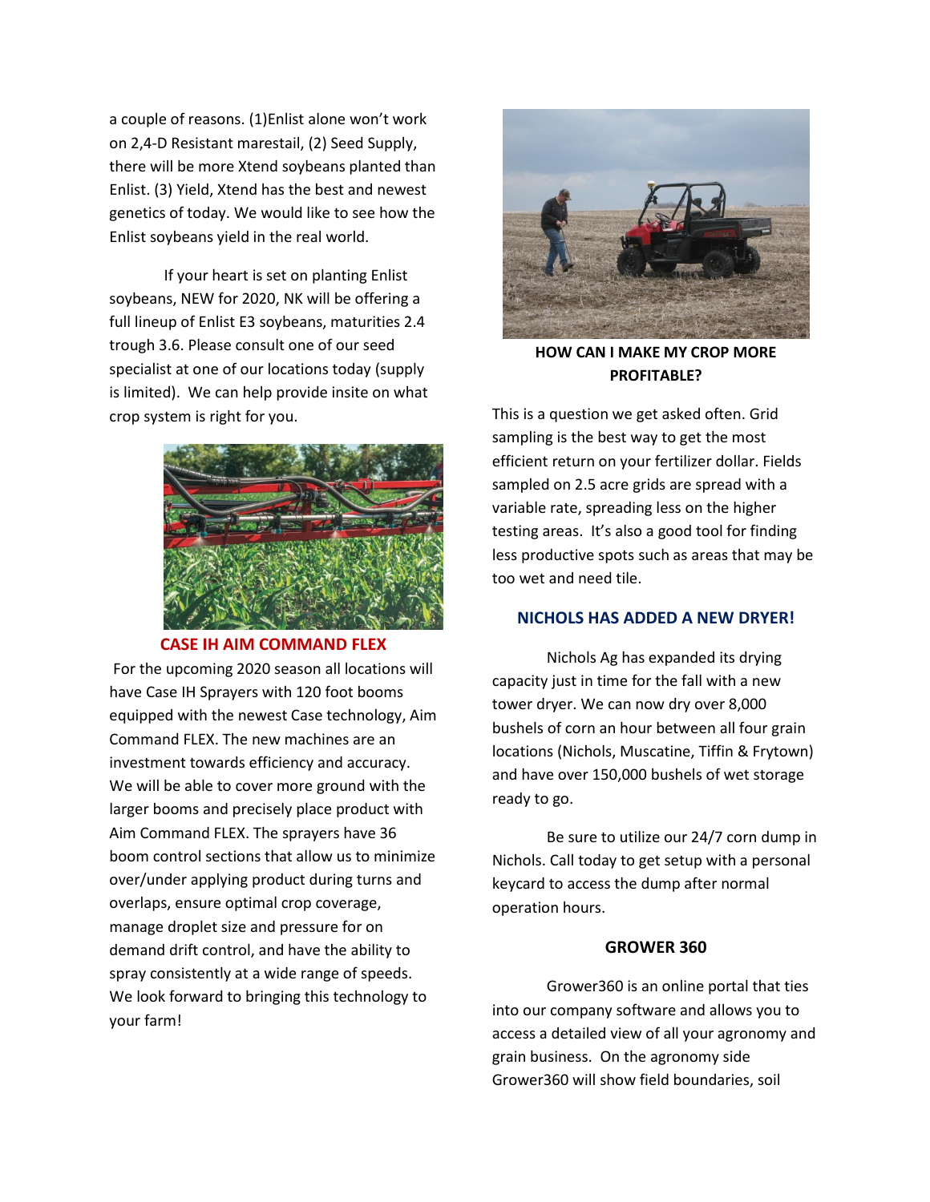a couple of reasons. (1)Enlist alone won't work on 2,4-D Resistant marestail, (2) Seed Supply, there will be more Xtend soybeans planted than Enlist. (3) Yield, Xtend has the best and newest genetics of today. We would like to see how the Enlist soybeans yield in the real world.

If your heart is set on planting Enlist soybeans, NEW for 2020, NK will be offering a full lineup of Enlist E3 soybeans, maturities 2.4 trough 3.6. Please consult one of our seed specialist at one of our locations today (supply is limited). We can help provide insite on what crop system is right for you.

## CASE IH AIM COMMAND FLEX

For the upcoming 2020 season all locations will have Case IH Sprayers with 120 foot booms equipped with the newest Case technology, Aim Command FLEX. The new machines are an investment towards efficiency and accuracy. We will be able to cover more ground with the larger booms and precisely place product with Aim Command FLEX. The sprayers have 36 boom control sections that allow us to minimize over/under applying product during turns and overlaps, ensure optimal crop coverage, manage droplet size and pressure for on demand drift control, and have the ability to spray consistently at a wide range of speeds. We look forward to bringing this technology to your farm!

## HOW CAN I MAKE MY CROP MORE PROFITABLE?

This is a question we get asked often. Grid sampling is the best way to get the most efficient return on your fertilizer dollar. Fields sampled on 2.5 acre grids are spread with a variable rate, spreading less on the higher testing areas. It's also a good tool for finding less productive spots such as areas that may be too wet and need tile.

## NICHOLS HAS ADDED A NEW DRYER!

Nichols Ag has expanded its drying capacity just in time for the fall with a new tower dryer. We can now dry over 8,000 bushels of corn an hour between all four grain locations (Nichols, Muscatine, Tiffin & Frytown) and have over 150,000 bushels of wet storage ready to go.

Be sure to utilize our 24/7 corn dump in Nichols. Call today to get setup with a personal keycard to access the dump after normal operation hours.

## GROWER 360

Grower360 is an online portal that ties into our company software and allows you to access a detailed view of all your agronomy and grain business. On the agronomy side Grower360 will show field boundaries, soil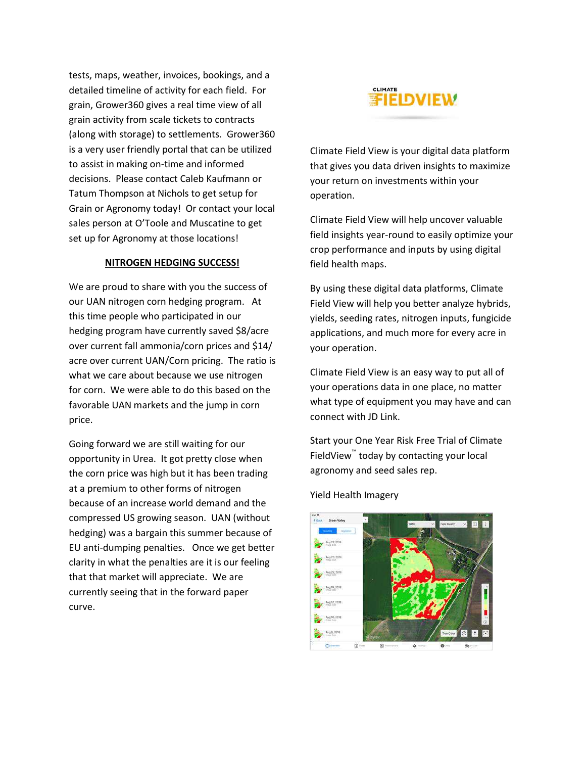tests, maps, weather, invoices, bookings, and a detailed timeline of activity for each field. For grain, Grower360 gives a real time view of all grain activity from scale tickets to contracts (along with storage) to settlements. Grower360 is a very user friendly portal that can be utilized to assist in making on-time and informed decisions. Please contact Caleb Kaufmann or Tatum Thompson at Nichols to get setup for Grain or Agronomy today! Or contact your local sales person at O'Toole and Muscatine to get set up for Agronomy at those locations!

## NITROGEN HEDGING SUCCESS!

We are proud to share with you the success of our UAN nitrogen corn hedging program. At this time people who participated in our hedging program have currently saved $8/acre over current fall ammonia/corn prices and $14/ acre over current UAN/Corn pricing. The ratio is what we care about because we use nitrogen for corn. We were able to do this based on the favorable UAN markets and the jump in corn price.

Going forward we are still waiting for our opportunity in Urea. It got pretty close when the corn price was high but it has been trading at a premium to other forms of nitrogen because of an increase world demand and the compressed US growing season. UAN (without hedging) was a bargain this summer because of EU anti-dumping penalties. Once we get better clarity in what the penalties are it is our feeling that that market will appreciate. We are currently seeing that in the forward paper curve.

CLIMATE FIELDVIEW

Climate Field View is your digital data platform that gives you data driven insights to maximize your return on investments within your operation.

Climate Field View will help uncover valuable field insights year-round to easily optimize your crop performance and inputs by using digital field health maps.

By using these digital data platforms, Climate Field View will help you better analyze hybrids, yields, seeding rates, nitrogen inputs, fungicide applications, and much more for every acre in your operation.

Climate Field View is an easy way to put all of your operations data in one place, no matter what type of equipment you may have and can connect with JD Link.

Start your One Year Risk Free Trial of Climate FieldView™ today by contacting your local agronomy and seed sales rep.

Yield Health Imagery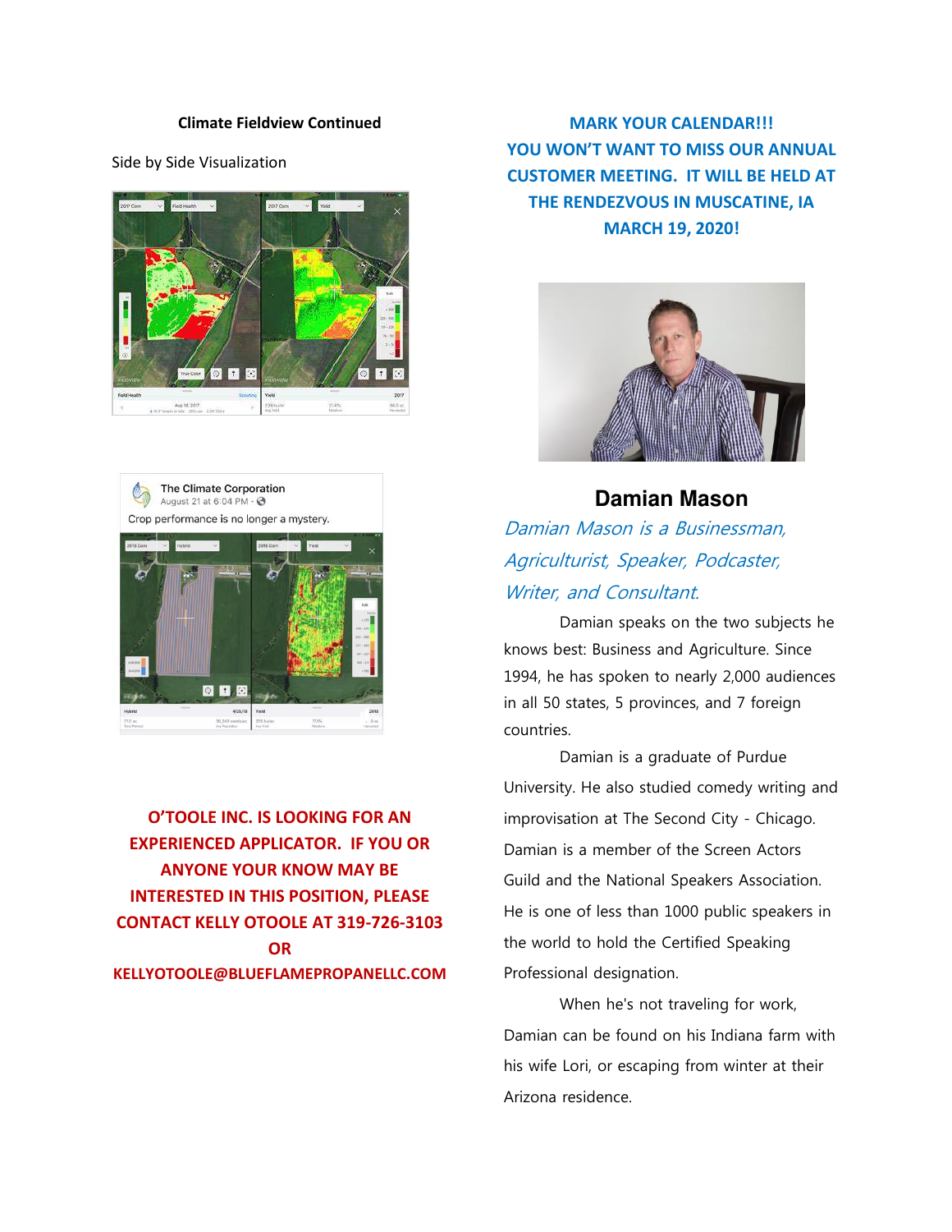**Climate Fieldview Continued**

Side by Side Visualization

**MARK YOUR CALENDAR!!!**
**YOU WON'T WANT TO MISS OUR ANNUAL CUSTOMER MEETING. IT WILL BE HELD AT THE RENDEZVOUS IN MUSCATINE, IA MARCH 19, 2020!**

## Damian Mason

*Damian Mason is a Businessman, Agriculturist, Speaker, Podcaster, Writer, and Consultant.*

Damian speaks on the two subjects he knows best: Business and Agriculture. Since 1994, he has spoken to nearly 2,000 audiences in all 50 states, 5 provinces, and 7 foreign countries.

Damian is a graduate of Purdue University. He also studied comedy writing and improvisation at The Second City - Chicago. Damian is a member of the Screen Actors Guild and the National Speakers Association. He is one of less than 1000 public speakers in the world to hold the Certified Speaking Professional designation.

When he's not traveling for work, Damian can be found on his Indiana farm with his wife Lori, or escaping from winter at their Arizona residence.

**O'TOOLE INC. IS LOOKING FOR AN EXPERIENCED APPLICATOR. IF YOU OR ANYONE YOUR KNOW MAY BE INTERESTED IN THIS POSITION, PLEASE CONTACT KELLY OTOOLE AT 319-726-3103 OR KELLYOTOOLE@BLUEFLAMEPROPANELLC.COM**